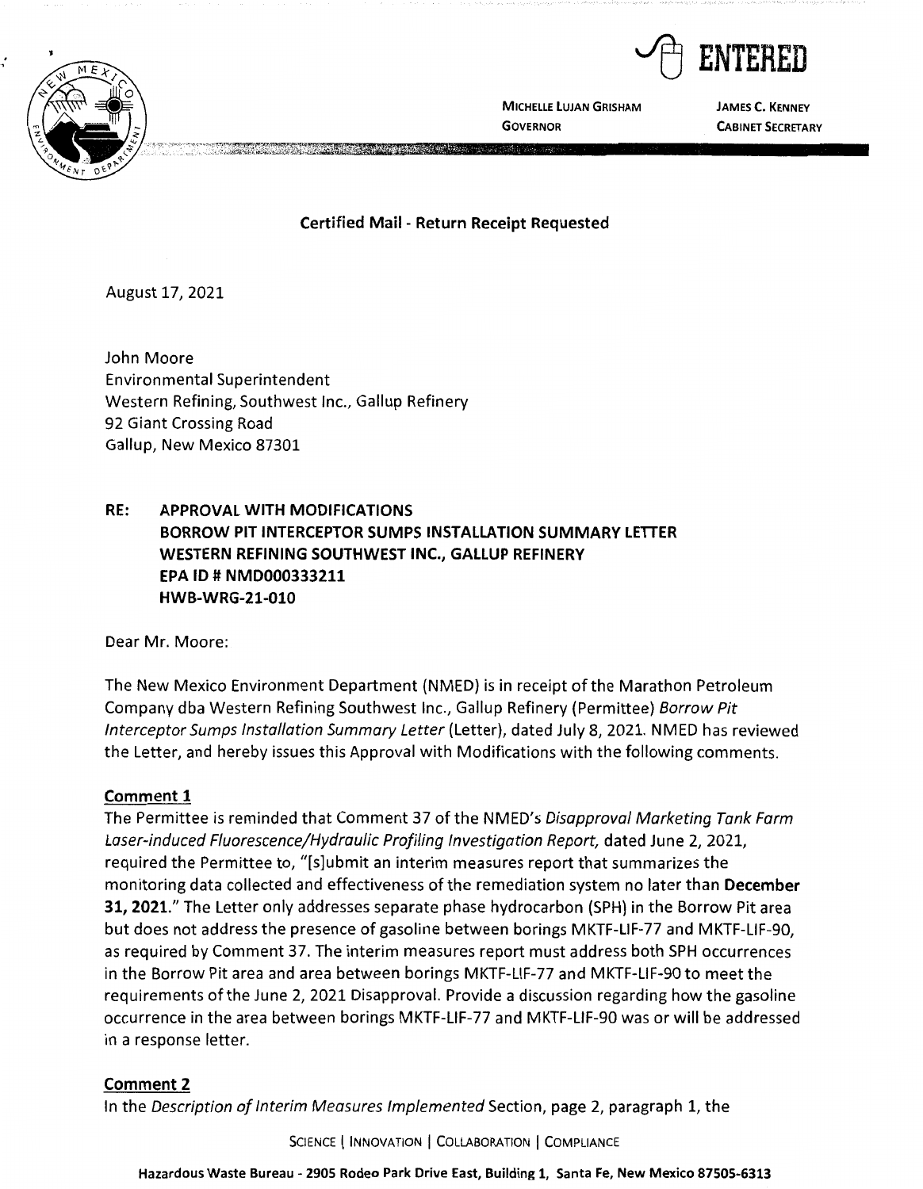ENTERED

MICHELLE LUJAN GRISHAM
GOVERNOR

JAMES C. KENNEY
CABINET SECRETARY

**Certified Mail - Return Receipt Requested**

August 17, 2021

John Moore
Environmental Superintendent
Western Refining, Southwest Inc., Gallup Refinery
92 Giant Crossing Road
Gallup, New Mexico 87301

**RE: APPROVAL WITH MODIFICATIONS**
**BORROW PIT INTERCEPTOR SUMPS INSTALLATION SUMMARY LETTER**
**WESTERN REFINING SOUTHWEST INC., GALLUP REFINERY**
**EPA ID # NMD000333211**
**HWB-WRG-21-010**

Dear Mr. Moore:

The New Mexico Environment Department (NMED) is in receipt of the Marathon Petroleum Company dba Western Refining Southwest Inc., Gallup Refinery (Permittee) *Borrow Pit Interceptor Sumps Installation Summary Letter* (Letter), dated July 8, 2021. NMED has reviewed the Letter, and hereby issues this Approval with Modifications with the following comments.

## Comment 1

The Permittee is reminded that Comment 37 of the NMED's *Disapproval Marketing Tank Farm Laser-induced Fluorescence/Hydraulic Profiling Investigation Report*, dated June 2, 2021, required the Permittee to, "[s]ubmit an interim measures report that summarizes the monitoring data collected and effectiveness of the remediation system no later than **December 31, 2021.**" The Letter only addresses separate phase hydrocarbon (SPH) in the Borrow Pit area but does not address the presence of gasoline between borings MKTF-LIF-77 and MKTF-LIF-90, as required by Comment 37. The interim measures report must address both SPH occurrences in the Borrow Pit area and area between borings MKTF-LIF-77 and MKTF-LIF-90 to meet the requirements of the June 2, 2021 Disapproval. Provide a discussion regarding how the gasoline occurrence in the area between borings MKTF-LIF-77 and MKTF-LIF-90 was or will be addressed in a response letter.

## Comment 2

In the *Description of Interim Measures Implemented* Section, page 2, paragraph 1, the

SCIENCE | INNOVATION | COLLABORATION | COMPLIANCE

**Hazardous Waste Bureau - 2905 Rodeo Park Drive East, Building 1, Santa Fe, New Mexico 87505-6313**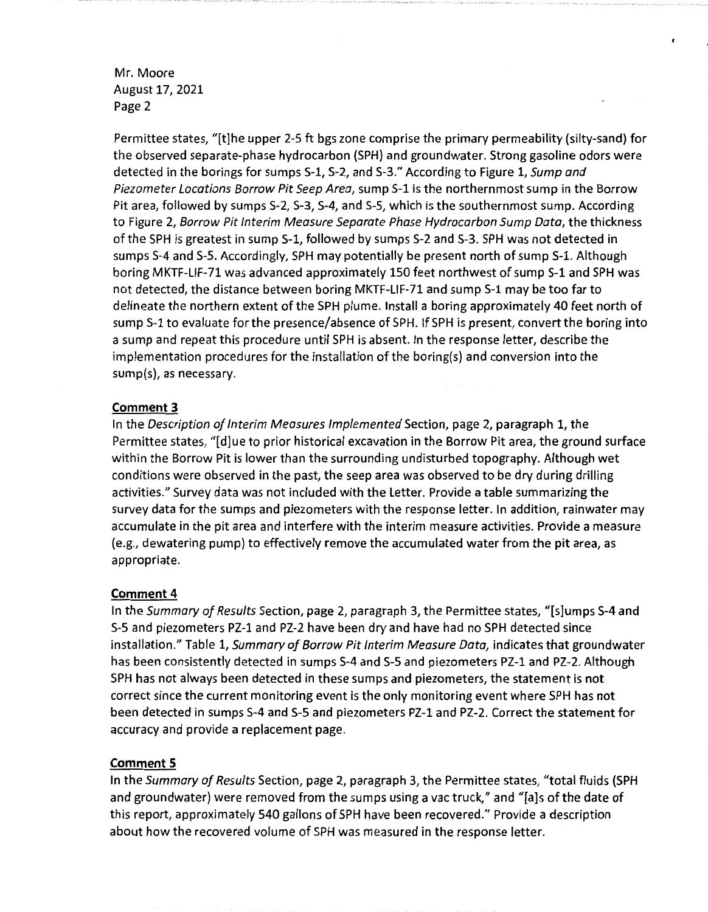Permittee states, "[t]he upper 2-5 ft bgs zone comprise the primary permeability (silty-sand) for the observed separate-phase hydrocarbon (SPH) and groundwater. Strong gasoline odors were detected in the borings for sumps S-1, S-2, and S-3." According to Figure 1, *Sump and Piezometer Locations Borrow Pit Seep Area*, sump S-1 is the northernmost sump in the Borrow Pit area, followed by sumps S-2, S-3, S-4, and S-5, which is the southernmost sump. According to Figure 2, *Borrow Pit Interim Measure Separate Phase Hydrocarbon Sump Data*, the thickness of the SPH is greatest in sump S-1, followed by sumps S-2 and S-3. SPH was not detected in sumps S-4 and S-5. Accordingly, SPH may potentially be present north of sump S-1. Although boring MKTF-LIF-71 was advanced approximately 150 feet northwest of sump S-1 and SPH was not detected, the distance between boring MKTF-LIF-71 and sump S-1 may be too far to delineate the northern extent of the SPH plume. Install a boring approximately 40 feet north of sump S-1 to evaluate for the presence/absence of SPH. If SPH is present, convert the boring into a sump and repeat this procedure until SPH is absent. In the response letter, describe the implementation procedures for the installation of the boring(s) and conversion into the sump(s), as necessary.

**Comment 3**

In the *Description of Interim Measures Implemented* Section, page 2, paragraph 1, the Permittee states, "[d]ue to prior historical excavation in the Borrow Pit area, the ground surface within the Borrow Pit is lower than the surrounding undisturbed topography. Although wet conditions were observed in the past, the seep area was observed to be dry during drilling activities." Survey data was not included with the Letter. Provide a table summarizing the survey data for the sumps and piezometers with the response letter. In addition, rainwater may accumulate in the pit area and interfere with the interim measure activities. Provide a measure (e.g., dewatering pump) to effectively remove the accumulated water from the pit area, as appropriate.

**Comment 4**

In the *Summary of Results* Section, page 2, paragraph 3, the Permittee states, "[s]umps S-4 and S-5 and piezometers PZ-1 and PZ-2 have been dry and have had no SPH detected since installation." Table 1, *Summary of Borrow Pit Interim Measure Data,* indicates that groundwater has been consistently detected in sumps S-4 and S-5 and piezometers PZ-1 and PZ-2. Although SPH has not always been detected in these sumps and piezometers, the statement is not correct since the current monitoring event is the only monitoring event where SPH has not been detected in sumps S-4 and S-5 and piezometers PZ-1 and PZ-2. Correct the statement for accuracy and provide a replacement page.

**Comment 5**

In the *Summary of Results* Section, page 2, paragraph 3, the Permittee states, "total fluids (SPH and groundwater) were removed from the sumps using a vac truck," and "[a]s of the date of this report, approximately 540 gallons of SPH have been recovered." Provide a description about how the recovered volume of SPH was measured in the response letter.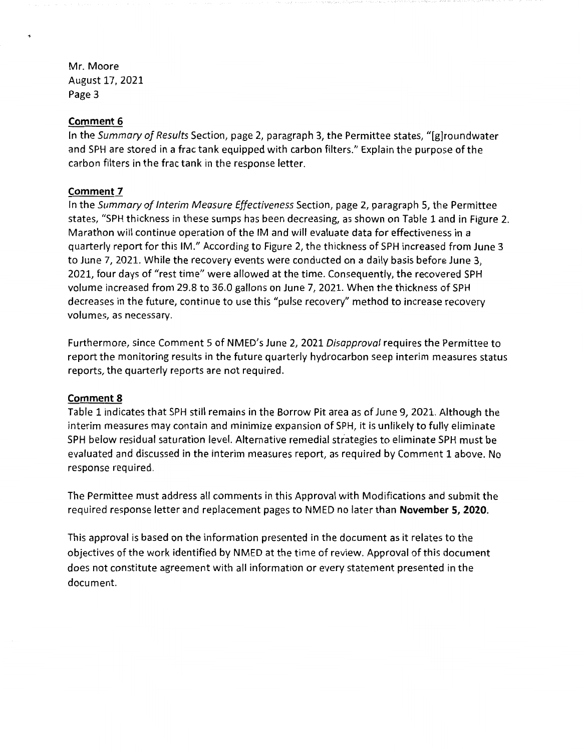Mr. Moore
August 17, 2021

**Comment 6**

In the *Summary of Results* Section, page 2, paragraph 3, the Permittee states, "[g]roundwater and SPH are stored in a frac tank equipped with carbon filters." Explain the purpose of the carbon filters in the frac tank in the response letter.

**Comment 7**

In the *Summary of Interim Measure Effectiveness* Section, page 2, paragraph 5, the Permittee states, "SPH thickness in these sumps has been decreasing, as shown on Table 1 and in Figure 2. Marathon will continue operation of the IM and will evaluate data for effectiveness in a quarterly report for this IM." According to Figure 2, the thickness of SPH increased from June 3 to June 7, 2021. While the recovery events were conducted on a daily basis before June 3, 2021, four days of "rest time" were allowed at the time. Consequently, the recovered SPH volume increased from 29.8 to 36.0 gallons on June 7, 2021. When the thickness of SPH decreases in the future, continue to use this "pulse recovery" method to increase recovery volumes, as necessary.

Furthermore, since Comment 5 of NMED's June 2, 2021 *Disapproval* requires the Permittee to report the monitoring results in the future quarterly hydrocarbon seep interim measures status reports, the quarterly reports are not required.

**Comment 8**

Table 1 indicates that SPH still remains in the Borrow Pit area as of June 9, 2021. Although the interim measures may contain and minimize expansion of SPH, it is unlikely to fully eliminate SPH below residual saturation level. Alternative remedial strategies to eliminate SPH must be evaluated and discussed in the interim measures report, as required by Comment 1 above. No response required.

The Permittee must address all comments in this Approval with Modifications and submit the required response letter and replacement pages to NMED no later than **November 5, 2020.**

This approval is based on the information presented in the document as it relates to the objectives of the work identified by NMED at the time of review. Approval of this document does not constitute agreement with all information or every statement presented in the document.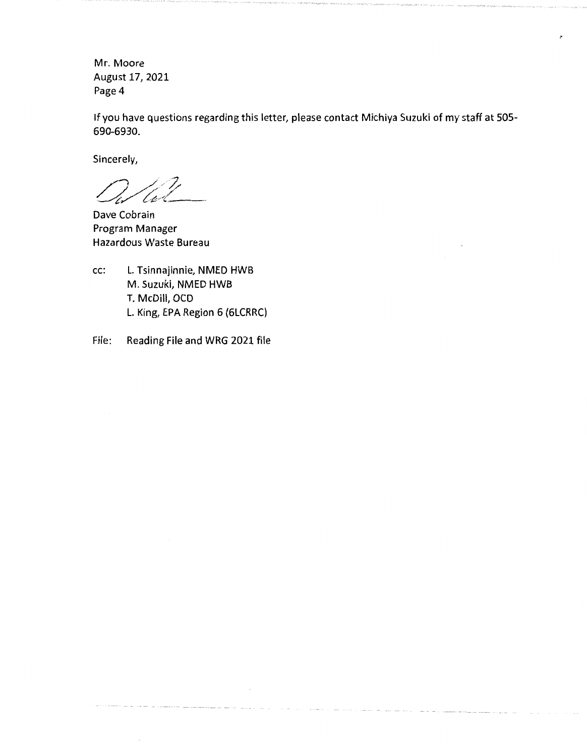Mr. Moore
August 17, 2021
Page 4

If you have questions regarding this letter, please contact Michiya Suzuki of my staff at 505-690-6930.

Sincerely,

Dave Cobrain
Program Manager
Hazardous Waste Bureau

cc: L. Tsinnajinnie, NMED HWB
M. Suzuki, NMED HWB
T. McDill, OCD
L. King, EPA Region 6 (6LCRRC)

File: Reading File and WRG 2021 file